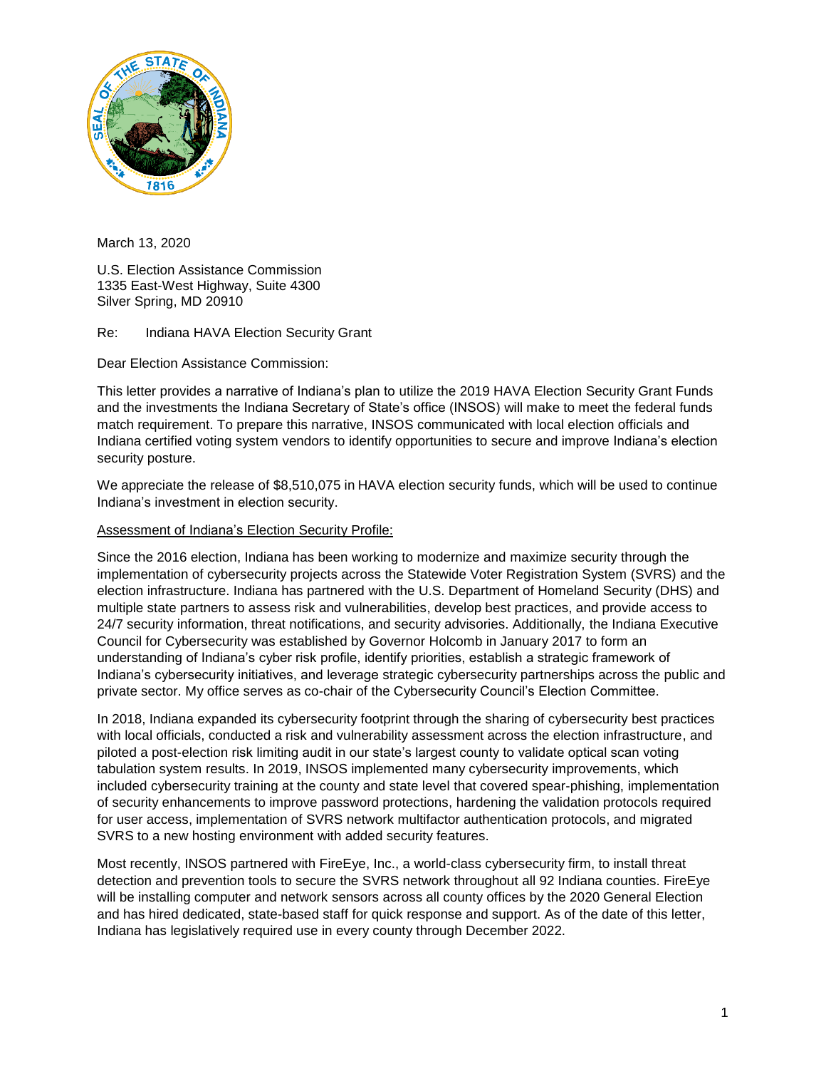March 13, 2020

U.S. Election Assistance Commission
1335 East-West Highway, Suite 4300
Silver Spring, MD 20910

Re: Indiana HAVA Election Security Grant

Dear Election Assistance Commission:

This letter provides a narrative of Indiana's plan to utilize the 2019 HAVA Election Security Grant Funds and the investments the Indiana Secretary of State's office (INSOS) will make to meet the federal funds match requirement. To prepare this narrative, INSOS communicated with local election officials and Indiana certified voting system vendors to identify opportunities to secure and improve Indiana's election security posture.

We appreciate the release of $8,510,075 in HAVA election security funds, which will be used to continue Indiana's investment in election security.

<u>Assessment of Indiana's Election Security Profile:</u>

Since the 2016 election, Indiana has been working to modernize and maximize security through the implementation of cybersecurity projects across the Statewide Voter Registration System (SVRS) and the election infrastructure. Indiana has partnered with the U.S. Department of Homeland Security (DHS) and multiple state partners to assess risk and vulnerabilities, develop best practices, and provide access to 24/7 security information, threat notifications, and security advisories. Additionally, the Indiana Executive Council for Cybersecurity was established by Governor Holcomb in January 2017 to form an understanding of Indiana's cyber risk profile, identify priorities, establish a strategic framework of Indiana's cybersecurity initiatives, and leverage strategic cybersecurity partnerships across the public and private sector. My office serves as co-chair of the Cybersecurity Council's Election Committee.

In 2018, Indiana expanded its cybersecurity footprint through the sharing of cybersecurity best practices with local officials, conducted a risk and vulnerability assessment across the election infrastructure, and piloted a post-election risk limiting audit in our state's largest county to validate optical scan voting tabulation system results. In 2019, INSOS implemented many cybersecurity improvements, which included cybersecurity training at the county and state level that covered spear-phishing, implementation of security enhancements to improve password protections, hardening the validation protocols required for user access, implementation of SVRS network multifactor authentication protocols, and migrated SVRS to a new hosting environment with added security features.

Most recently, INSOS partnered with FireEye, Inc., a world-class cybersecurity firm, to install threat detection and prevention tools to secure the SVRS network throughout all 92 Indiana counties. FireEye will be installing computer and network sensors across all county offices by the 2020 General Election and has hired dedicated, state-based staff for quick response and support. As of the date of this letter, Indiana has legislatively required use in every county through December 2022.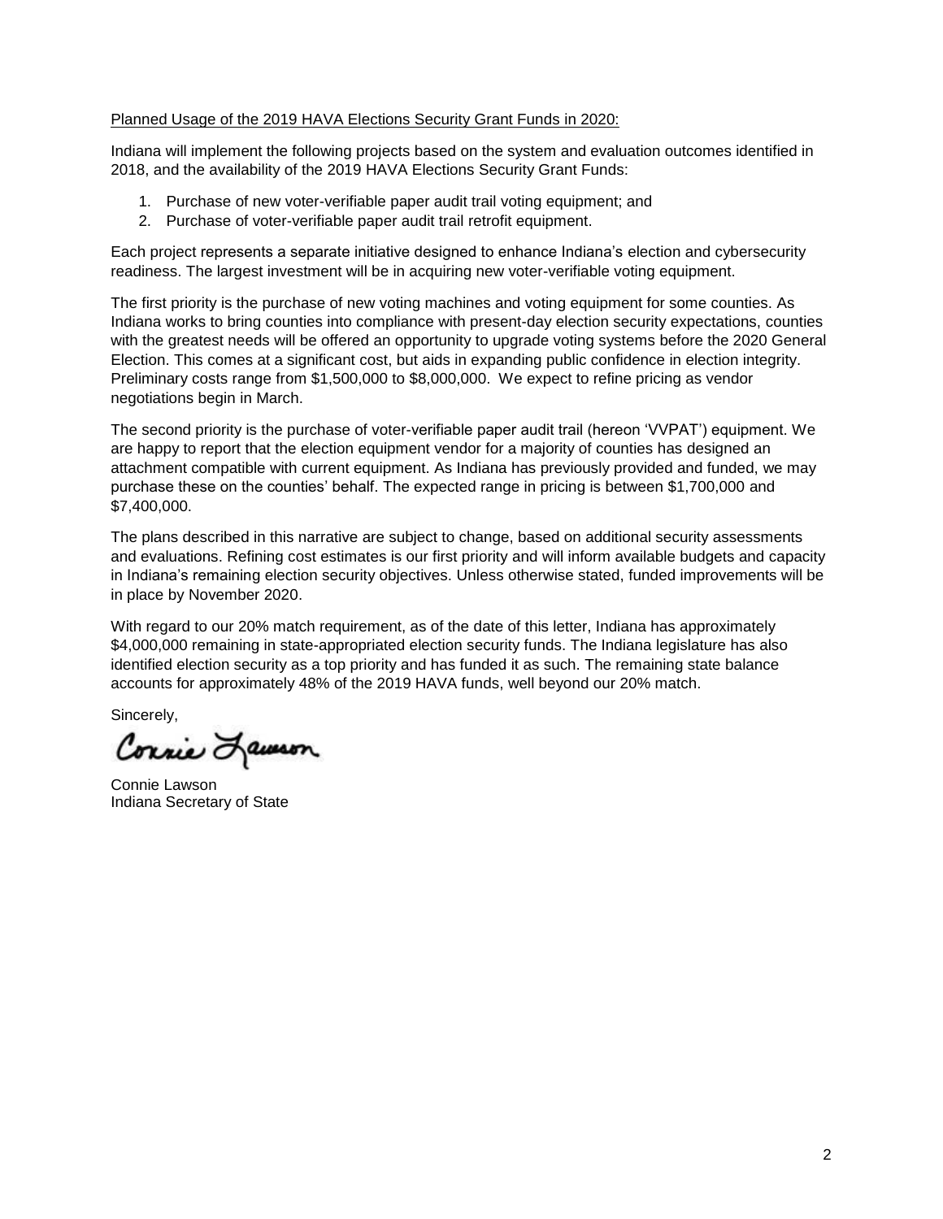Planned Usage of the 2019 HAVA Elections Security Grant Funds in 2020:

Indiana will implement the following projects based on the system and evaluation outcomes identified in 2018, and the availability of the 2019 HAVA Elections Security Grant Funds:

1. Purchase of new voter-verifiable paper audit trail voting equipment; and
2. Purchase of voter-verifiable paper audit trail retrofit equipment.

Each project represents a separate initiative designed to enhance Indiana's election and cybersecurity readiness. The largest investment will be in acquiring new voter-verifiable voting equipment.

The first priority is the purchase of new voting machines and voting equipment for some counties. As Indiana works to bring counties into compliance with present-day election security expectations, counties with the greatest needs will be offered an opportunity to upgrade voting systems before the 2020 General Election. This comes at a significant cost, but aids in expanding public confidence in election integrity. Preliminary costs range from $1,500,000 to $8,000,000. We expect to refine pricing as vendor negotiations begin in March.

The second priority is the purchase of voter-verifiable paper audit trail (hereon 'VVPAT') equipment. We are happy to report that the election equipment vendor for a majority of counties has designed an attachment compatible with current equipment. As Indiana has previously provided and funded, we may purchase these on the counties' behalf. The expected range in pricing is between $1,700,000 and $7,400,000.

The plans described in this narrative are subject to change, based on additional security assessments and evaluations. Refining cost estimates is our first priority and will inform available budgets and capacity in Indiana's remaining election security objectives. Unless otherwise stated, funded improvements will be in place by November 2020.

With regard to our 20% match requirement, as of the date of this letter, Indiana has approximately $4,000,000 remaining in state-appropriated election security funds. The Indiana legislature has also identified election security as a top priority and has funded it as such. The remaining state balance accounts for approximately 48% of the 2019 HAVA funds, well beyond our 20% match.

Sincerely,

Connie Lawson

Connie Lawson
Indiana Secretary of State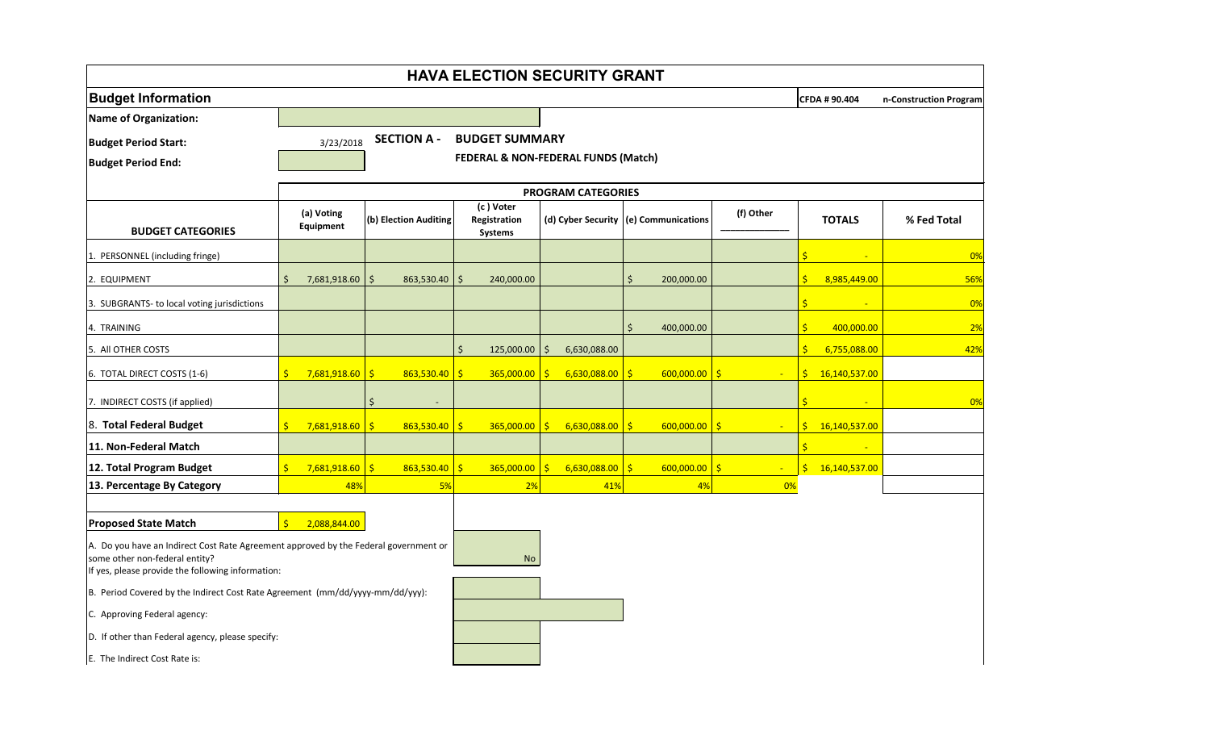# HAVA ELECTION SECURITY GRANT

**Budget Information** — CFDA # 90.404 — n-Construction Program

**Name of Organization:**

**Budget Period Start:** 3/23/2018

**Budget Period End:**

## SECTION A - BUDGET SUMMARY

**FEDERAL & NON-FEDERAL FUNDS (Match)**

| BUDGET CATEGORIES | PROGRAM CATEGORIES | | | | | | TOTALS | % Fed Total |
|---|---|---|---|---|---|---|---|---|
| | (a) Voting Equipment | (b) Election Auditing | (c ) Voter Registration Systems | (d) Cyber Security | (e) Communications | (f) Other | | |
| 1. PERSONNEL (including fringe) | | | | | | | $ - | 0% |
| 2. EQUIPMENT | $ 7,681,918.60 | $ 863,530.40 | $ 240,000.00 | | $ 200,000.00 | | $ 8,985,449.00 | 56% |
| 3. SUBGRANTS- to local voting jurisdictions | | | | | | | $ - | 0% |
| 4. TRAINING | | | | | $ 400,000.00 | | $ 400,000.00 | 2% |
| 5. All OTHER COSTS | | | $ 125,000.00 | $ 6,630,088.00 | | | $ 6,755,088.00 | 42% |
| 6. TOTAL DIRECT COSTS (1-6) | $ 7,681,918.60 | $ 863,530.40 | $ 365,000.00 | $ 6,630,088.00 | $ 600,000.00 | $ - | $ 16,140,537.00 | |
| 7. INDIRECT COSTS (if applied) | | $ - | | | | | $ - | 0% |
| 8. **Total Federal Budget** | $ 7,681,918.60 | $ 863,530.40 | $ 365,000.00 | $ 6,630,088.00 | $ 600,000.00 | $ - | $ 16,140,537.00 | |
| 11. **Non-Federal Match** | | | | | | | $ - | |
| 12. **Total Program Budget** | $ 7,681,918.60 | $ 863,530.40 | $ 365,000.00 | $ 6,630,088.00 | $ 600,000.00 | $ - | $ 16,140,537.00 | |
| 13. **Percentage By Category** | 48% | 5% | 2% | 41% | 4% | 0% | | |

**Proposed State Match** $ 2,088,844.00

A. Do you have an Indirect Cost Rate Agreement approved by the Federal government or some other non-federal entity? No
If yes, please provide the following information:

B. Period Covered by the Indirect Cost Rate Agreement (mm/dd/yyyy-mm/dd/yyy):

C. Approving Federal agency:

D. If other than Federal agency, please specify:

E. The Indirect Cost Rate is: